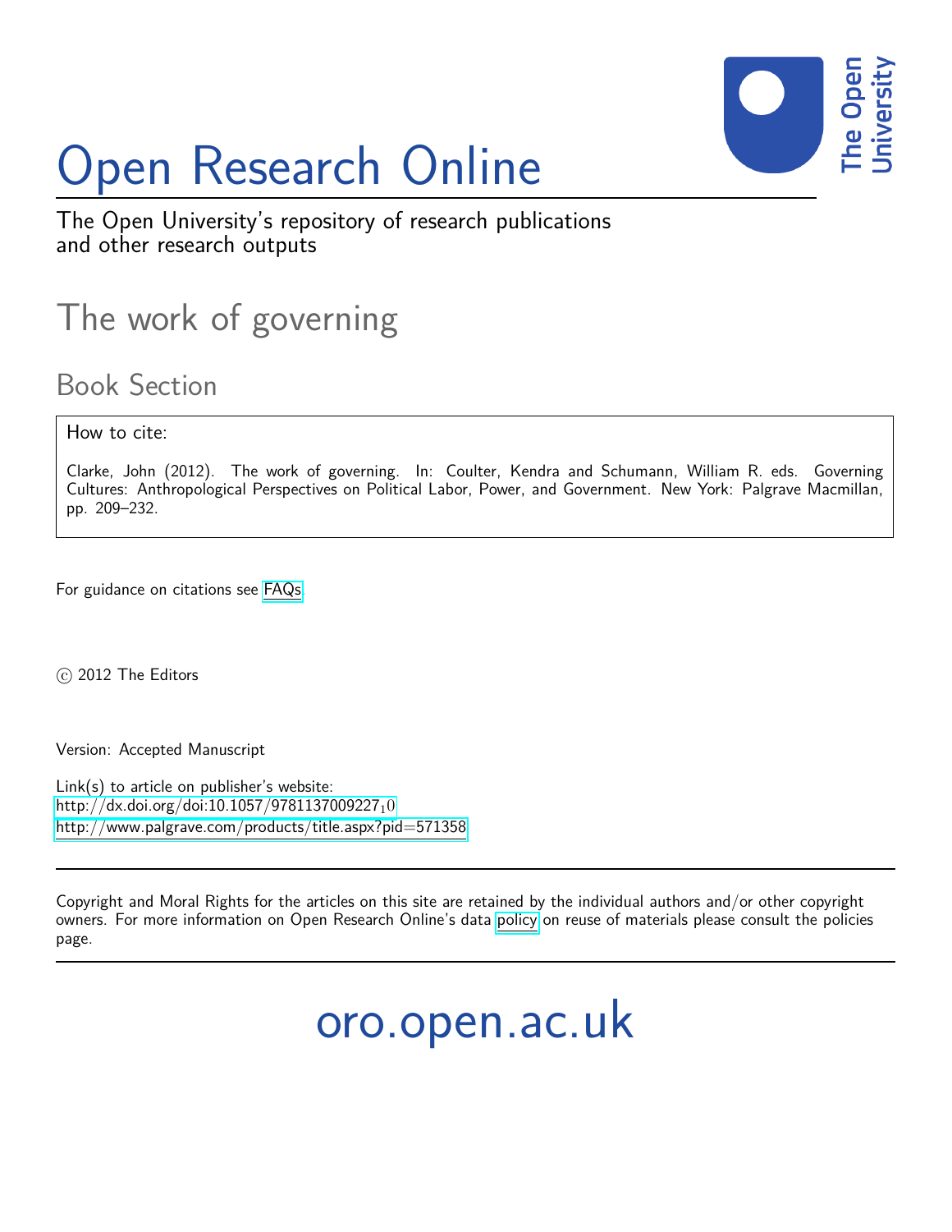# Open Research Online

The Open University's repository of research publications and other research outputs

## The work of governing

### Book Section

How to cite:

Clarke, John (2012). The work of governing. In: Coulter, Kendra and Schumann, William R. eds. Governing Cultures: Anthropological Perspectives on Political Labor, Power, and Government. New York: Palgrave Macmillan, pp. 209–232.

For guidance on citations see FAQs.

© 2012 The Editors

Version: Accepted Manuscript

Link(s) to article on publisher's website:
http://dx.doi.org/doi:10.1057/9781137009227_10
http://www.palgrave.com/products/title.aspx?pid=571358

Copyright and Moral Rights for the articles on this site are retained by the individual authors and/or other copyright owners. For more information on Open Research Online's data policy on reuse of materials please consult the policies page.

oro.open.ac.uk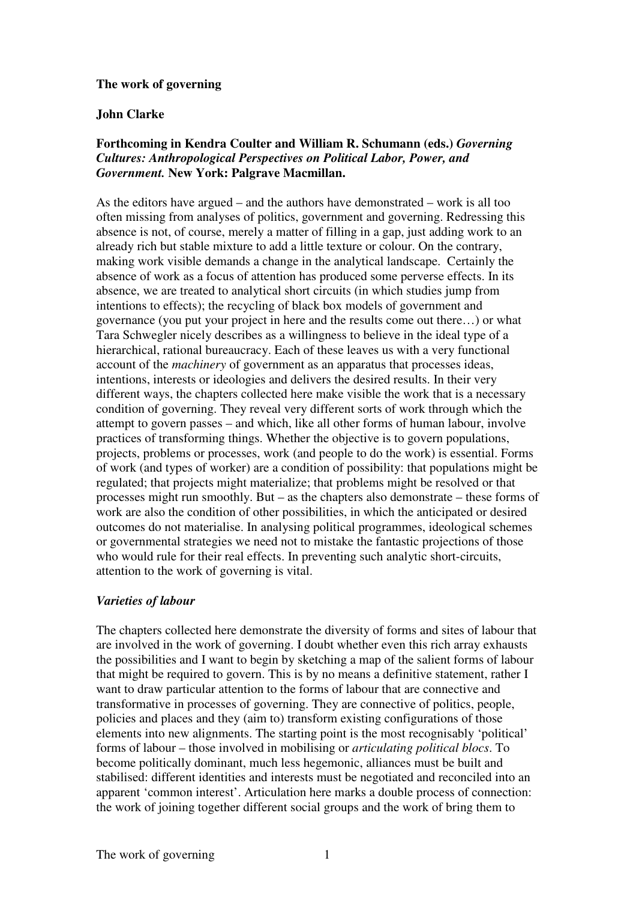**The work of governing**

**John Clarke**

**Forthcoming in Kendra Coulter and William R. Schumann (eds.)** ***Governing Cultures: Anthropological Perspectives on Political Labor, Power, and Government.*** **New York: Palgrave Macmillan.**

As the editors have argued – and the authors have demonstrated – work is all too often missing from analyses of politics, government and governing. Redressing this absence is not, of course, merely a matter of filling in a gap, just adding work to an already rich but stable mixture to add a little texture or colour. On the contrary, making work visible demands a change in the analytical landscape. Certainly the absence of work as a focus of attention has produced some perverse effects. In its absence, we are treated to analytical short circuits (in which studies jump from intentions to effects); the recycling of black box models of government and governance (you put your project in here and the results come out there…) or what Tara Schwegler nicely describes as a willingness to believe in the ideal type of a hierarchical, rational bureaucracy. Each of these leaves us with a very functional account of the *machinery* of government as an apparatus that processes ideas, intentions, interests or ideologies and delivers the desired results. In their very different ways, the chapters collected here make visible the work that is a necessary condition of governing. They reveal very different sorts of work through which the attempt to govern passes – and which, like all other forms of human labour, involve practices of transforming things. Whether the objective is to govern populations, projects, problems or processes, work (and people to do the work) is essential. Forms of work (and types of worker) are a condition of possibility: that populations might be regulated; that projects might materialize; that problems might be resolved or that processes might run smoothly. But – as the chapters also demonstrate – these forms of work are also the condition of other possibilities, in which the anticipated or desired outcomes do not materialise. In analysing political programmes, ideological schemes or governmental strategies we need not to mistake the fantastic projections of those who would rule for their real effects. In preventing such analytic short-circuits, attention to the work of governing is vital.

## *Varieties of labour*

The chapters collected here demonstrate the diversity of forms and sites of labour that are involved in the work of governing. I doubt whether even this rich array exhausts the possibilities and I want to begin by sketching a map of the salient forms of labour that might be required to govern. This is by no means a definitive statement, rather I want to draw particular attention to the forms of labour that are connective and transformative in processes of governing. They are connective of politics, people, policies and places and they (aim to) transform existing configurations of those elements into new alignments. The starting point is the most recognisably 'political' forms of labour – those involved in mobilising or *articulating political blocs*. To become politically dominant, much less hegemonic, alliances must be built and stabilised: different identities and interests must be negotiated and reconciled into an apparent 'common interest'. Articulation here marks a double process of connection: the work of joining together different social groups and the work of bring them to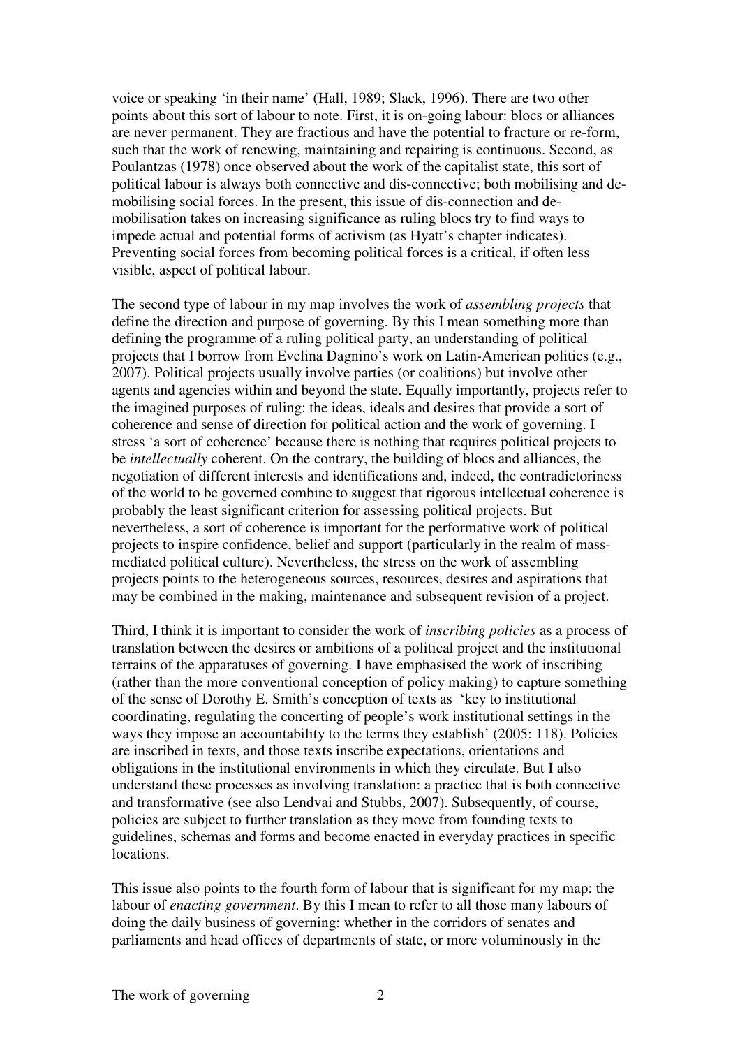voice or speaking 'in their name' (Hall, 1989; Slack, 1996). There are two other points about this sort of labour to note. First, it is on-going labour: blocs or alliances are never permanent. They are fractious and have the potential to fracture or re-form, such that the work of renewing, maintaining and repairing is continuous. Second, as Poulantzas (1978) once observed about the work of the capitalist state, this sort of political labour is always both connective and dis-connective; both mobilising and de-mobilising social forces. In the present, this issue of dis-connection and de-mobilisation takes on increasing significance as ruling blocs try to find ways to impede actual and potential forms of activism (as Hyatt's chapter indicates). Preventing social forces from becoming political forces is a critical, if often less visible, aspect of political labour.

The second type of labour in my map involves the work of *assembling projects* that define the direction and purpose of governing. By this I mean something more than defining the programme of a ruling political party, an understanding of political projects that I borrow from Evelina Dagnino's work on Latin-American politics (e.g., 2007). Political projects usually involve parties (or coalitions) but involve other agents and agencies within and beyond the state. Equally importantly, projects refer to the imagined purposes of ruling: the ideas, ideals and desires that provide a sort of coherence and sense of direction for political action and the work of governing. I stress 'a sort of coherence' because there is nothing that requires political projects to be *intellectually* coherent. On the contrary, the building of blocs and alliances, the negotiation of different interests and identifications and, indeed, the contradictoriness of the world to be governed combine to suggest that rigorous intellectual coherence is probably the least significant criterion for assessing political projects. But nevertheless, a sort of coherence is important for the performative work of political projects to inspire confidence, belief and support (particularly in the realm of mass-mediated political culture). Nevertheless, the stress on the work of assembling projects points to the heterogeneous sources, resources, desires and aspirations that may be combined in the making, maintenance and subsequent revision of a project.

Third, I think it is important to consider the work of *inscribing policies* as a process of translation between the desires or ambitions of a political project and the institutional terrains of the apparatuses of governing. I have emphasised the work of inscribing (rather than the more conventional conception of policy making) to capture something of the sense of Dorothy E. Smith's conception of texts as 'key to institutional coordinating, regulating the concerting of people's work institutional settings in the ways they impose an accountability to the terms they establish' (2005: 118). Policies are inscribed in texts, and those texts inscribe expectations, orientations and obligations in the institutional environments in which they circulate. But I also understand these processes as involving translation: a practice that is both connective and transformative (see also Lendvai and Stubbs, 2007). Subsequently, of course, policies are subject to further translation as they move from founding texts to guidelines, schemas and forms and become enacted in everyday practices in specific locations.

This issue also points to the fourth form of labour that is significant for my map: the labour of *enacting government*. By this I mean to refer to all those many labours of doing the daily business of governing: whether in the corridors of senates and parliaments and head offices of departments of state, or more voluminously in the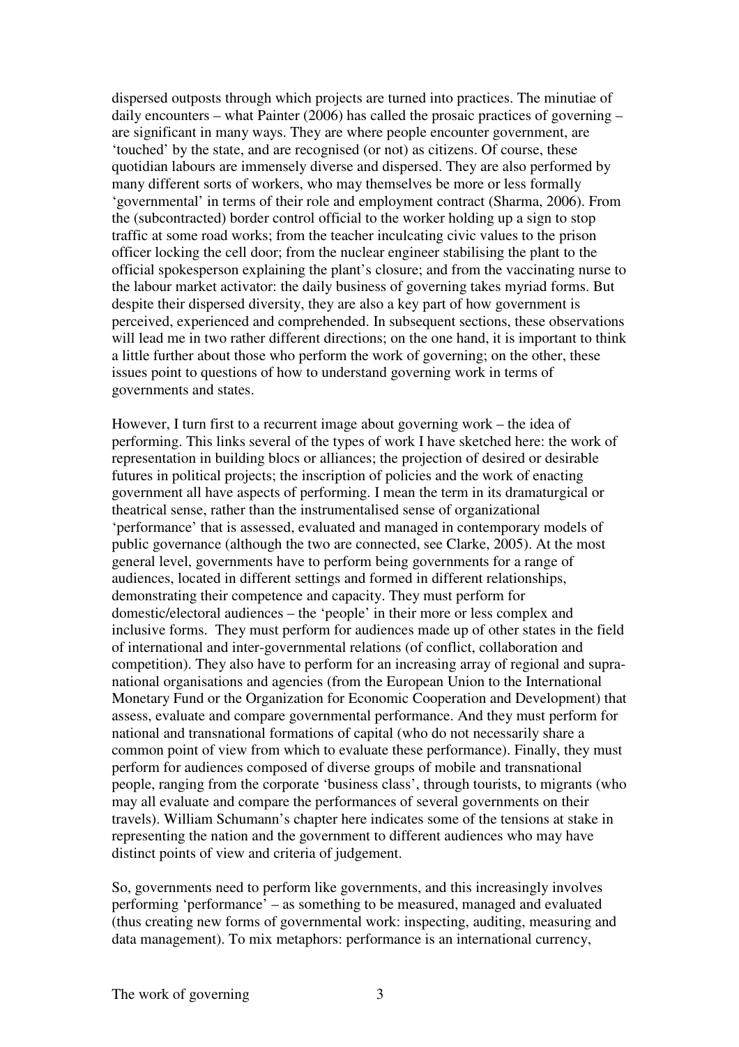dispersed outposts through which projects are turned into practices. The minutiae of daily encounters – what Painter (2006) has called the prosaic practices of governing – are significant in many ways. They are where people encounter government, are 'touched' by the state, and are recognised (or not) as citizens. Of course, these quotidian labours are immensely diverse and dispersed. They are also performed by many different sorts of workers, who may themselves be more or less formally 'governmental' in terms of their role and employment contract (Sharma, 2006). From the (subcontracted) border control official to the worker holding up a sign to stop traffic at some road works; from the teacher inculcating civic values to the prison officer locking the cell door; from the nuclear engineer stabilising the plant to the official spokesperson explaining the plant's closure; and from the vaccinating nurse to the labour market activator: the daily business of governing takes myriad forms. But despite their dispersed diversity, they are also a key part of how government is perceived, experienced and comprehended. In subsequent sections, these observations will lead me in two rather different directions; on the one hand, it is important to think a little further about those who perform the work of governing; on the other, these issues point to questions of how to understand governing work in terms of governments and states.

However, I turn first to a recurrent image about governing work – the idea of performing. This links several of the types of work I have sketched here: the work of representation in building blocs or alliances; the projection of desired or desirable futures in political projects; the inscription of policies and the work of enacting government all have aspects of performing. I mean the term in its dramaturgical or theatrical sense, rather than the instrumentalised sense of organizational 'performance' that is assessed, evaluated and managed in contemporary models of public governance (although the two are connected, see Clarke, 2005). At the most general level, governments have to perform being governments for a range of audiences, located in different settings and formed in different relationships, demonstrating their competence and capacity. They must perform for domestic/electoral audiences – the 'people' in their more or less complex and inclusive forms. They must perform for audiences made up of other states in the field of international and inter-governmental relations (of conflict, collaboration and competition). They also have to perform for an increasing array of regional and supra-national organisations and agencies (from the European Union to the International Monetary Fund or the Organization for Economic Cooperation and Development) that assess, evaluate and compare governmental performance. And they must perform for national and transnational formations of capital (who do not necessarily share a common point of view from which to evaluate these performance). Finally, they must perform for audiences composed of diverse groups of mobile and transnational people, ranging from the corporate 'business class', through tourists, to migrants (who may all evaluate and compare the performances of several governments on their travels). William Schumann's chapter here indicates some of the tensions at stake in representing the nation and the government to different audiences who may have distinct points of view and criteria of judgement.

So, governments need to perform like governments, and this increasingly involves performing 'performance' – as something to be measured, managed and evaluated (thus creating new forms of governmental work: inspecting, auditing, measuring and data management). To mix metaphors: performance is an international currency,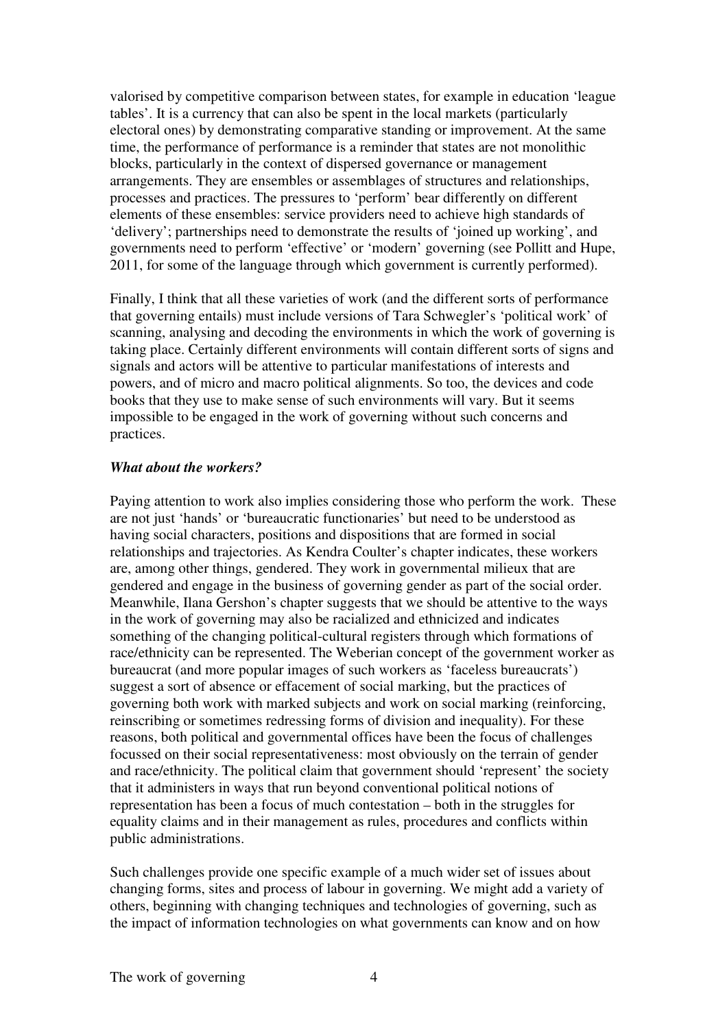valorised by competitive comparison between states, for example in education 'league tables'. It is a currency that can also be spent in the local markets (particularly electoral ones) by demonstrating comparative standing or improvement. At the same time, the performance of performance is a reminder that states are not monolithic blocks, particularly in the context of dispersed governance or management arrangements. They are ensembles or assemblages of structures and relationships, processes and practices. The pressures to 'perform' bear differently on different elements of these ensembles: service providers need to achieve high standards of 'delivery'; partnerships need to demonstrate the results of 'joined up working', and governments need to perform 'effective' or 'modern' governing (see Pollitt and Hupe, 2011, for some of the language through which government is currently performed).

Finally, I think that all these varieties of work (and the different sorts of performance that governing entails) must include versions of Tara Schwegler's 'political work' of scanning, analysing and decoding the environments in which the work of governing is taking place. Certainly different environments will contain different sorts of signs and signals and actors will be attentive to particular manifestations of interests and powers, and of micro and macro political alignments. So too, the devices and code books that they use to make sense of such environments will vary. But it seems impossible to be engaged in the work of governing without such concerns and practices.

### *What about the workers?*

Paying attention to work also implies considering those who perform the work. These are not just 'hands' or 'bureaucratic functionaries' but need to be understood as having social characters, positions and dispositions that are formed in social relationships and trajectories. As Kendra Coulter's chapter indicates, these workers are, among other things, gendered. They work in governmental milieux that are gendered and engage in the business of governing gender as part of the social order. Meanwhile, Ilana Gershon's chapter suggests that we should be attentive to the ways in the work of governing may also be racialized and ethnicized and indicates something of the changing political-cultural registers through which formations of race/ethnicity can be represented. The Weberian concept of the government worker as bureaucrat (and more popular images of such workers as 'faceless bureaucrats') suggest a sort of absence or effacement of social marking, but the practices of governing both work with marked subjects and work on social marking (reinforcing, reinscribing or sometimes redressing forms of division and inequality). For these reasons, both political and governmental offices have been the focus of challenges focussed on their social representativeness: most obviously on the terrain of gender and race/ethnicity. The political claim that government should 'represent' the society that it administers in ways that run beyond conventional political notions of representation has been a focus of much contestation – both in the struggles for equality claims and in their management as rules, procedures and conflicts within public administrations.

Such challenges provide one specific example of a much wider set of issues about changing forms, sites and process of labour in governing. We might add a variety of others, beginning with changing techniques and technologies of governing, such as the impact of information technologies on what governments can know and on how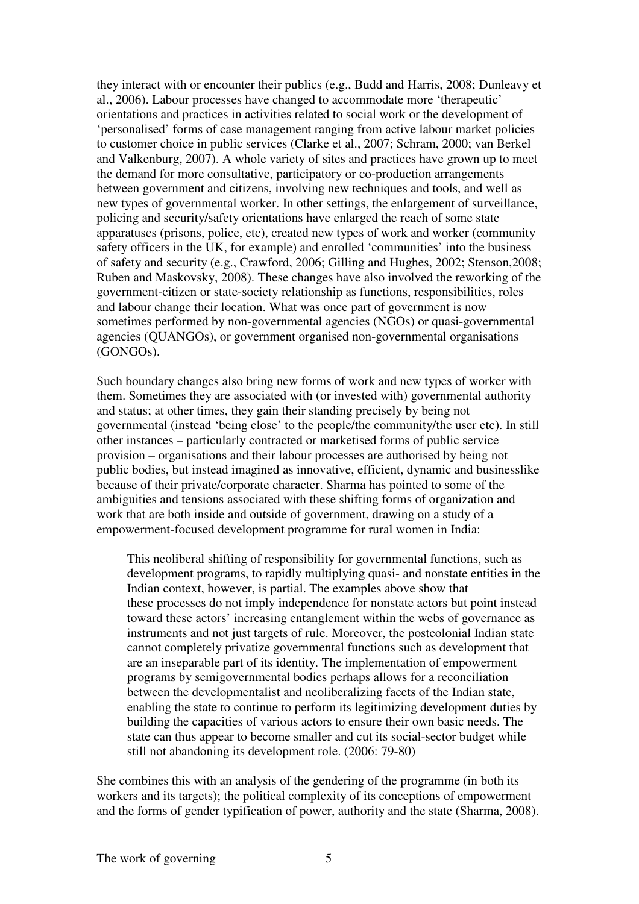they interact with or encounter their publics (e.g., Budd and Harris, 2008; Dunleavy et al., 2006). Labour processes have changed to accommodate more 'therapeutic' orientations and practices in activities related to social work or the development of 'personalised' forms of case management ranging from active labour market policies to customer choice in public services (Clarke et al., 2007; Schram, 2000; van Berkel and Valkenburg, 2007). A whole variety of sites and practices have grown up to meet the demand for more consultative, participatory or co-production arrangements between government and citizens, involving new techniques and tools, and well as new types of governmental worker. In other settings, the enlargement of surveillance, policing and security/safety orientations have enlarged the reach of some state apparatuses (prisons, police, etc), created new types of work and worker (community safety officers in the UK, for example) and enrolled 'communities' into the business of safety and security (e.g., Crawford, 2006; Gilling and Hughes, 2002; Stenson,2008; Ruben and Maskovsky, 2008). These changes have also involved the reworking of the government-citizen or state-society relationship as functions, responsibilities, roles and labour change their location. What was once part of government is now sometimes performed by non-governmental agencies (NGOs) or quasi-governmental agencies (QUANGOs), or government organised non-governmental organisations (GONGOs).

Such boundary changes also bring new forms of work and new types of worker with them. Sometimes they are associated with (or invested with) governmental authority and status; at other times, they gain their standing precisely by being not governmental (instead 'being close' to the people/the community/the user etc). In still other instances – particularly contracted or marketised forms of public service provision – organisations and their labour processes are authorised by being not public bodies, but instead imagined as innovative, efficient, dynamic and businesslike because of their private/corporate character. Sharma has pointed to some of the ambiguities and tensions associated with these shifting forms of organization and work that are both inside and outside of government, drawing on a study of a empowerment-focused development programme for rural women in India:

> This neoliberal shifting of responsibility for governmental functions, such as development programs, to rapidly multiplying quasi- and nonstate entities in the Indian context, however, is partial. The examples above show that these processes do not imply independence for nonstate actors but point instead toward these actors' increasing entanglement within the webs of governance as instruments and not just targets of rule. Moreover, the postcolonial Indian state cannot completely privatize governmental functions such as development that are an inseparable part of its identity. The implementation of empowerment programs by semigovernmental bodies perhaps allows for a reconciliation between the developmentalist and neoliberalizing facets of the Indian state, enabling the state to continue to perform its legitimizing development duties by building the capacities of various actors to ensure their own basic needs. The state can thus appear to become smaller and cut its social-sector budget while still not abandoning its development role. (2006: 79-80)

She combines this with an analysis of the gendering of the programme (in both its workers and its targets); the political complexity of its conceptions of empowerment and the forms of gender typification of power, authority and the state (Sharma, 2008).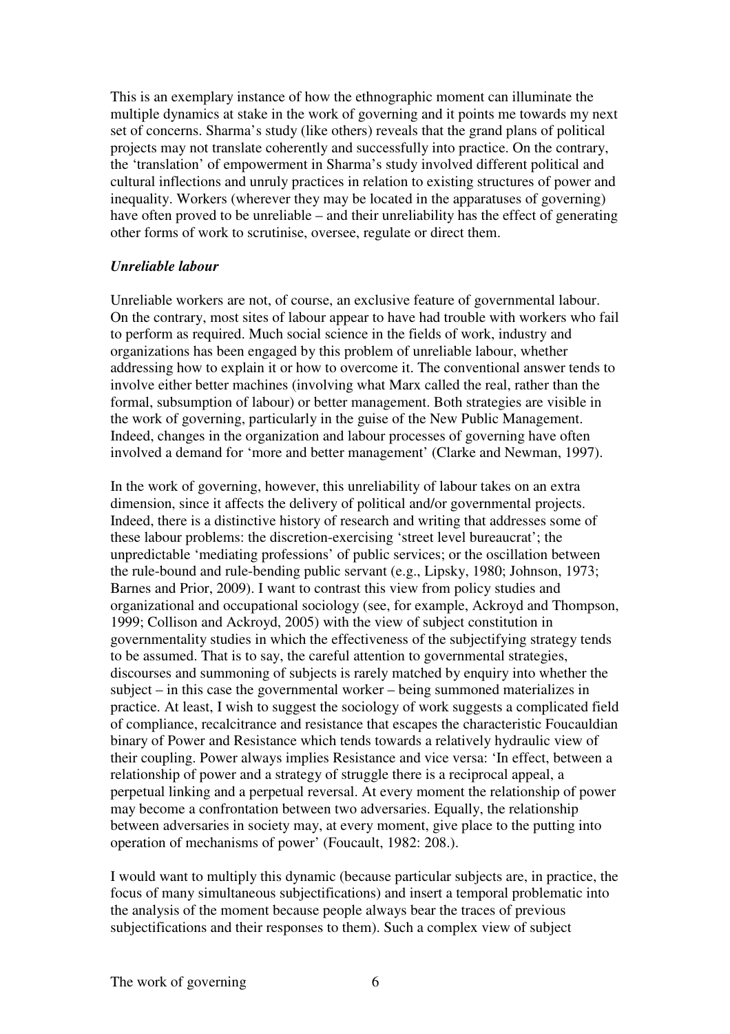This is an exemplary instance of how the ethnographic moment can illuminate the multiple dynamics at stake in the work of governing and it points me towards my next set of concerns. Sharma's study (like others) reveals that the grand plans of political projects may not translate coherently and successfully into practice. On the contrary, the 'translation' of empowerment in Sharma's study involved different political and cultural inflections and unruly practices in relation to existing structures of power and inequality. Workers (wherever they may be located in the apparatuses of governing) have often proved to be unreliable – and their unreliability has the effect of generating other forms of work to scrutinise, oversee, regulate or direct them.

### *Unreliable labour*

Unreliable workers are not, of course, an exclusive feature of governmental labour. On the contrary, most sites of labour appear to have had trouble with workers who fail to perform as required. Much social science in the fields of work, industry and organizations has been engaged by this problem of unreliable labour, whether addressing how to explain it or how to overcome it. The conventional answer tends to involve either better machines (involving what Marx called the real, rather than the formal, subsumption of labour) or better management. Both strategies are visible in the work of governing, particularly in the guise of the New Public Management. Indeed, changes in the organization and labour processes of governing have often involved a demand for 'more and better management' (Clarke and Newman, 1997).

In the work of governing, however, this unreliability of labour takes on an extra dimension, since it affects the delivery of political and/or governmental projects. Indeed, there is a distinctive history of research and writing that addresses some of these labour problems: the discretion-exercising 'street level bureaucrat'; the unpredictable 'mediating professions' of public services; or the oscillation between the rule-bound and rule-bending public servant (e.g., Lipsky, 1980; Johnson, 1973; Barnes and Prior, 2009). I want to contrast this view from policy studies and organizational and occupational sociology (see, for example, Ackroyd and Thompson, 1999; Collison and Ackroyd, 2005) with the view of subject constitution in governmentality studies in which the effectiveness of the subjectifying strategy tends to be assumed. That is to say, the careful attention to governmental strategies, discourses and summoning of subjects is rarely matched by enquiry into whether the subject – in this case the governmental worker – being summoned materializes in practice. At least, I wish to suggest the sociology of work suggests a complicated field of compliance, recalcitrance and resistance that escapes the characteristic Foucauldian binary of Power and Resistance which tends towards a relatively hydraulic view of their coupling. Power always implies Resistance and vice versa: 'In effect, between a relationship of power and a strategy of struggle there is a reciprocal appeal, a perpetual linking and a perpetual reversal. At every moment the relationship of power may become a confrontation between two adversaries. Equally, the relationship between adversaries in society may, at every moment, give place to the putting into operation of mechanisms of power' (Foucault, 1982: 208.).

I would want to multiply this dynamic (because particular subjects are, in practice, the focus of many simultaneous subjectifications) and insert a temporal problematic into the analysis of the moment because people always bear the traces of previous subjectifications and their responses to them). Such a complex view of subject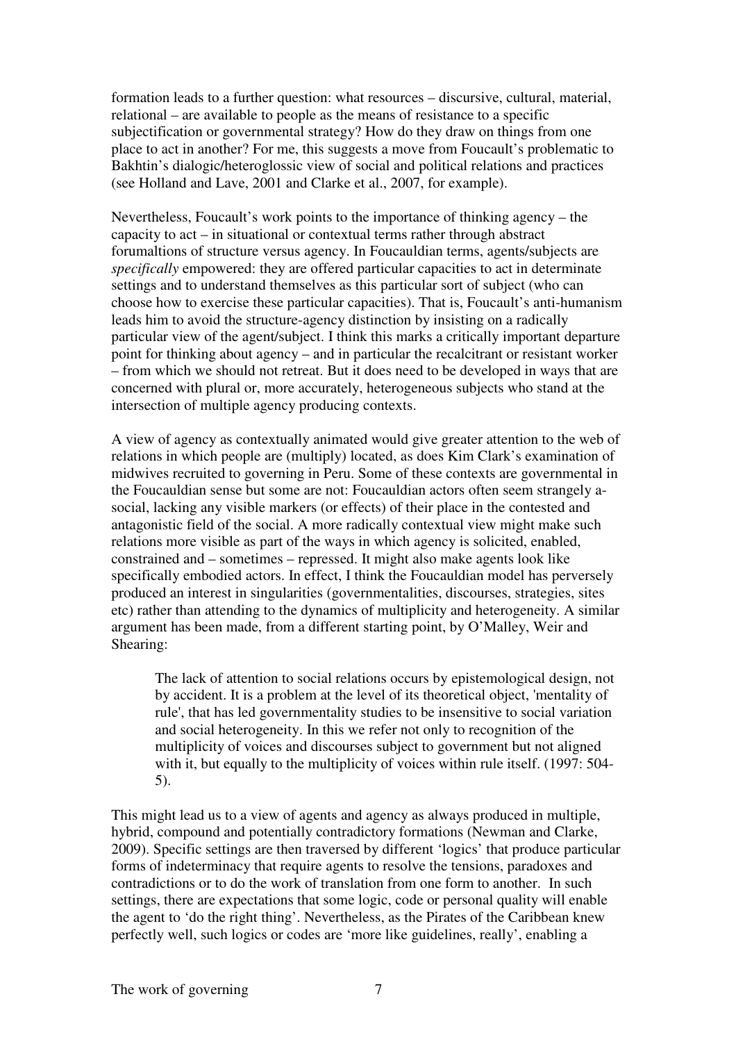formation leads to a further question: what resources – discursive, cultural, material, relational – are available to people as the means of resistance to a specific subjectification or governmental strategy? How do they draw on things from one place to act in another? For me, this suggests a move from Foucault's problematic to Bakhtin's dialogic/heteroglossic view of social and political relations and practices (see Holland and Lave, 2001 and Clarke et al., 2007, for example).

Nevertheless, Foucault's work points to the importance of thinking agency – the capacity to act – in situational or contextual terms rather through abstract forumaltions of structure versus agency. In Foucauldian terms, agents/subjects are *specifically* empowered: they are offered particular capacities to act in determinate settings and to understand themselves as this particular sort of subject (who can choose how to exercise these particular capacities). That is, Foucault's anti-humanism leads him to avoid the structure-agency distinction by insisting on a radically particular view of the agent/subject. I think this marks a critically important departure point for thinking about agency – and in particular the recalcitrant or resistant worker – from which we should not retreat. But it does need to be developed in ways that are concerned with plural or, more accurately, heterogeneous subjects who stand at the intersection of multiple agency producing contexts.

A view of agency as contextually animated would give greater attention to the web of relations in which people are (multiply) located, as does Kim Clark's examination of midwives recruited to governing in Peru. Some of these contexts are governmental in the Foucauldian sense but some are not: Foucauldian actors often seem strangely a-social, lacking any visible markers (or effects) of their place in the contested and antagonistic field of the social. A more radically contextual view might make such relations more visible as part of the ways in which agency is solicited, enabled, constrained and – sometimes – repressed. It might also make agents look like specifically embodied actors. In effect, I think the Foucauldian model has perversely produced an interest in singularities (governmentalities, discourses, strategies, sites etc) rather than attending to the dynamics of multiplicity and heterogeneity. A similar argument has been made, from a different starting point, by O'Malley, Weir and Shearing:

> The lack of attention to social relations occurs by epistemological design, not by accident. It is a problem at the level of its theoretical object, 'mentality of rule', that has led governmentality studies to be insensitive to social variation and social heterogeneity. In this we refer not only to recognition of the multiplicity of voices and discourses subject to government but not aligned with it, but equally to the multiplicity of voices within rule itself. (1997: 504-5).

This might lead us to a view of agents and agency as always produced in multiple, hybrid, compound and potentially contradictory formations (Newman and Clarke, 2009). Specific settings are then traversed by different 'logics' that produce particular forms of indeterminacy that require agents to resolve the tensions, paradoxes and contradictions or to do the work of translation from one form to another. In such settings, there are expectations that some logic, code or personal quality will enable the agent to 'do the right thing'. Nevertheless, as the Pirates of the Caribbean knew perfectly well, such logics or codes are 'more like guidelines, really', enabling a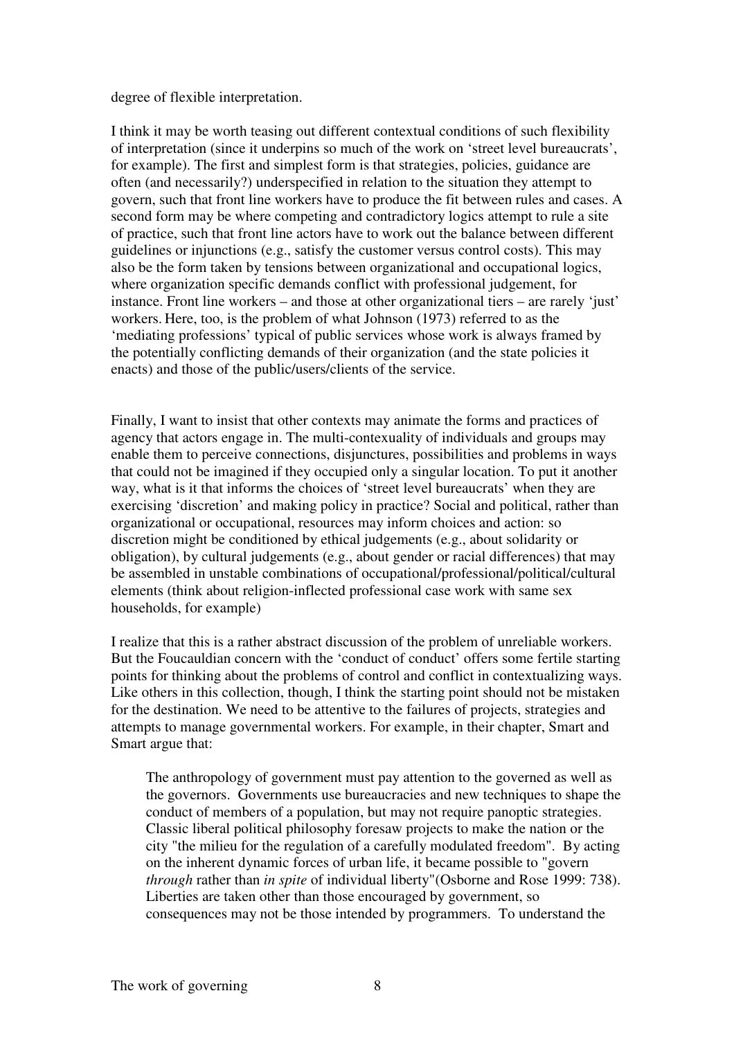degree of flexible interpretation.

I think it may be worth teasing out different contextual conditions of such flexibility of interpretation (since it underpins so much of the work on 'street level bureaucrats', for example). The first and simplest form is that strategies, policies, guidance are often (and necessarily?) underspecified in relation to the situation they attempt to govern, such that front line workers have to produce the fit between rules and cases. A second form may be where competing and contradictory logics attempt to rule a site of practice, such that front line actors have to work out the balance between different guidelines or injunctions (e.g., satisfy the customer versus control costs). This may also be the form taken by tensions between organizational and occupational logics, where organization specific demands conflict with professional judgement, for instance. Front line workers – and those at other organizational tiers – are rarely 'just' workers. Here, too, is the problem of what Johnson (1973) referred to as the 'mediating professions' typical of public services whose work is always framed by the potentially conflicting demands of their organization (and the state policies it enacts) and those of the public/users/clients of the service.

Finally, I want to insist that other contexts may animate the forms and practices of agency that actors engage in. The multi-contexuality of individuals and groups may enable them to perceive connections, disjunctures, possibilities and problems in ways that could not be imagined if they occupied only a singular location. To put it another way, what is it that informs the choices of 'street level bureaucrats' when they are exercising 'discretion' and making policy in practice? Social and political, rather than organizational or occupational, resources may inform choices and action: so discretion might be conditioned by ethical judgements (e.g., about solidarity or obligation), by cultural judgements (e.g., about gender or racial differences) that may be assembled in unstable combinations of occupational/professional/political/cultural elements (think about religion-inflected professional case work with same sex households, for example)

I realize that this is a rather abstract discussion of the problem of unreliable workers. But the Foucauldian concern with the 'conduct of conduct' offers some fertile starting points for thinking about the problems of control and conflict in contextualizing ways. Like others in this collection, though, I think the starting point should not be mistaken for the destination. We need to be attentive to the failures of projects, strategies and attempts to manage governmental workers. For example, in their chapter, Smart and Smart argue that:

> The anthropology of government must pay attention to the governed as well as the governors. Governments use bureaucracies and new techniques to shape the conduct of members of a population, but may not require panoptic strategies. Classic liberal political philosophy foresaw projects to make the nation or the city "the milieu for the regulation of a carefully modulated freedom". By acting on the inherent dynamic forces of urban life, it became possible to "govern *through* rather than *in spite* of individual liberty"(Osborne and Rose 1999: 738). Liberties are taken other than those encouraged by government, so consequences may not be those intended by programmers. To understand the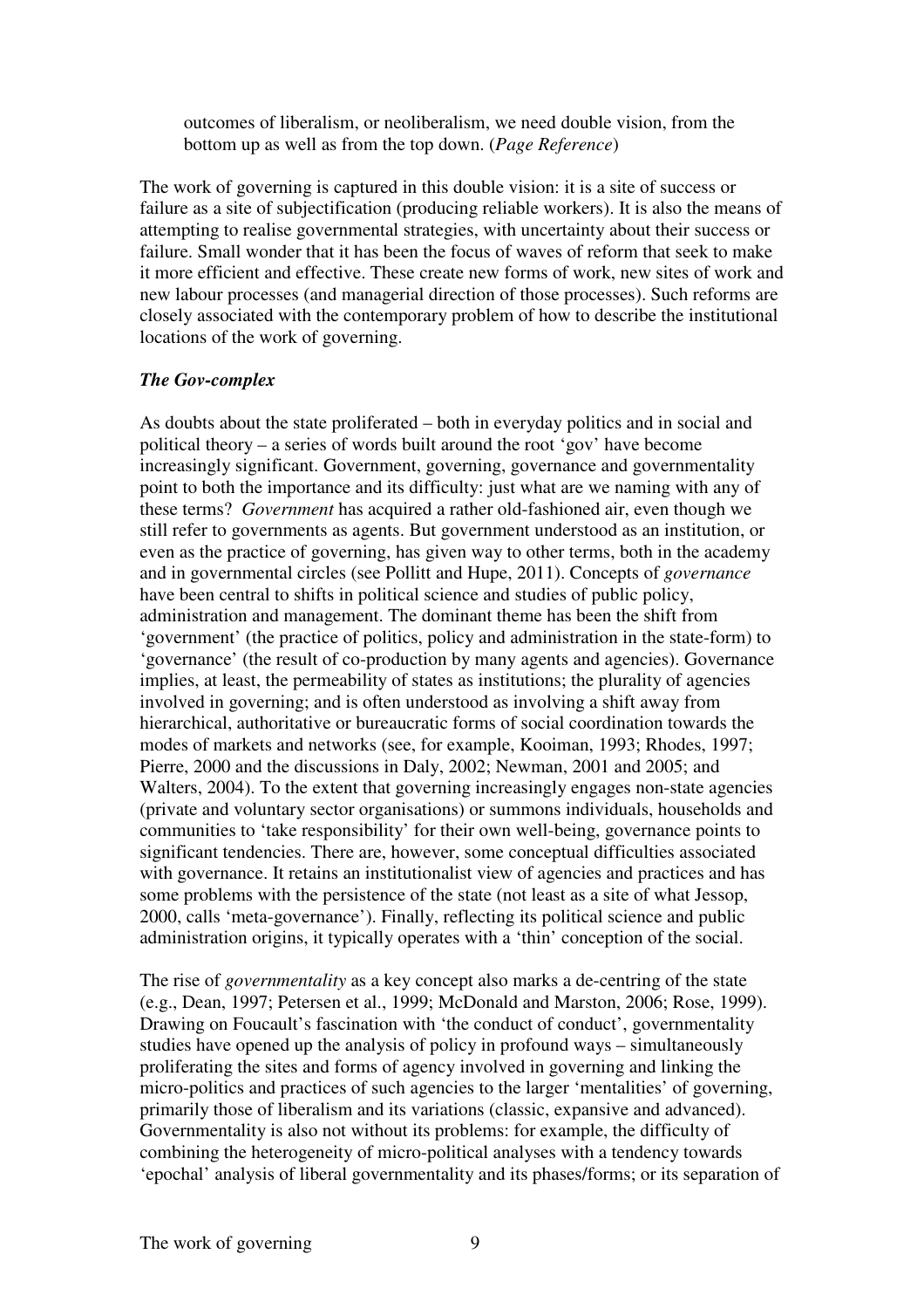> outcomes of liberalism, or neoliberalism, we need double vision, from the bottom up as well as from the top down. (*Page Reference*)

The work of governing is captured in this double vision: it is a site of success or failure as a site of subjectification (producing reliable workers). It is also the means of attempting to realise governmental strategies, with uncertainty about their success or failure. Small wonder that it has been the focus of waves of reform that seek to make it more efficient and effective. These create new forms of work, new sites of work and new labour processes (and managerial direction of those processes). Such reforms are closely associated with the contemporary problem of how to describe the institutional locations of the work of governing.

### *The Gov-complex*

As doubts about the state proliferated – both in everyday politics and in social and political theory – a series of words built around the root 'gov' have become increasingly significant. Government, governing, governance and governmentality point to both the importance and its difficulty: just what are we naming with any of these terms? *Government* has acquired a rather old-fashioned air, even though we still refer to governments as agents. But government understood as an institution, or even as the practice of governing, has given way to other terms, both in the academy and in governmental circles (see Pollitt and Hupe, 2011). Concepts of *governance* have been central to shifts in political science and studies of public policy, administration and management. The dominant theme has been the shift from 'government' (the practice of politics, policy and administration in the state-form) to 'governance' (the result of co-production by many agents and agencies). Governance implies, at least, the permeability of states as institutions; the plurality of agencies involved in governing; and is often understood as involving a shift away from hierarchical, authoritative or bureaucratic forms of social coordination towards the modes of markets and networks (see, for example, Kooiman, 1993; Rhodes, 1997; Pierre, 2000 and the discussions in Daly, 2002; Newman, 2001 and 2005; and Walters, 2004). To the extent that governing increasingly engages non-state agencies (private and voluntary sector organisations) or summons individuals, households and communities to 'take responsibility' for their own well-being, governance points to significant tendencies. There are, however, some conceptual difficulties associated with governance. It retains an institutionalist view of agencies and practices and has some problems with the persistence of the state (not least as a site of what Jessop, 2000, calls 'meta-governance'). Finally, reflecting its political science and public administration origins, it typically operates with a 'thin' conception of the social.

The rise of *governmentality* as a key concept also marks a de-centring of the state (e.g., Dean, 1997; Petersen et al., 1999; McDonald and Marston, 2006; Rose, 1999). Drawing on Foucault's fascination with 'the conduct of conduct', governmentality studies have opened up the analysis of policy in profound ways – simultaneously proliferating the sites and forms of agency involved in governing and linking the micro-politics and practices of such agencies to the larger 'mentalities' of governing, primarily those of liberalism and its variations (classic, expansive and advanced). Governmentality is also not without its problems: for example, the difficulty of combining the heterogeneity of micro-political analyses with a tendency towards 'epochal' analysis of liberal governmentality and its phases/forms; or its separation of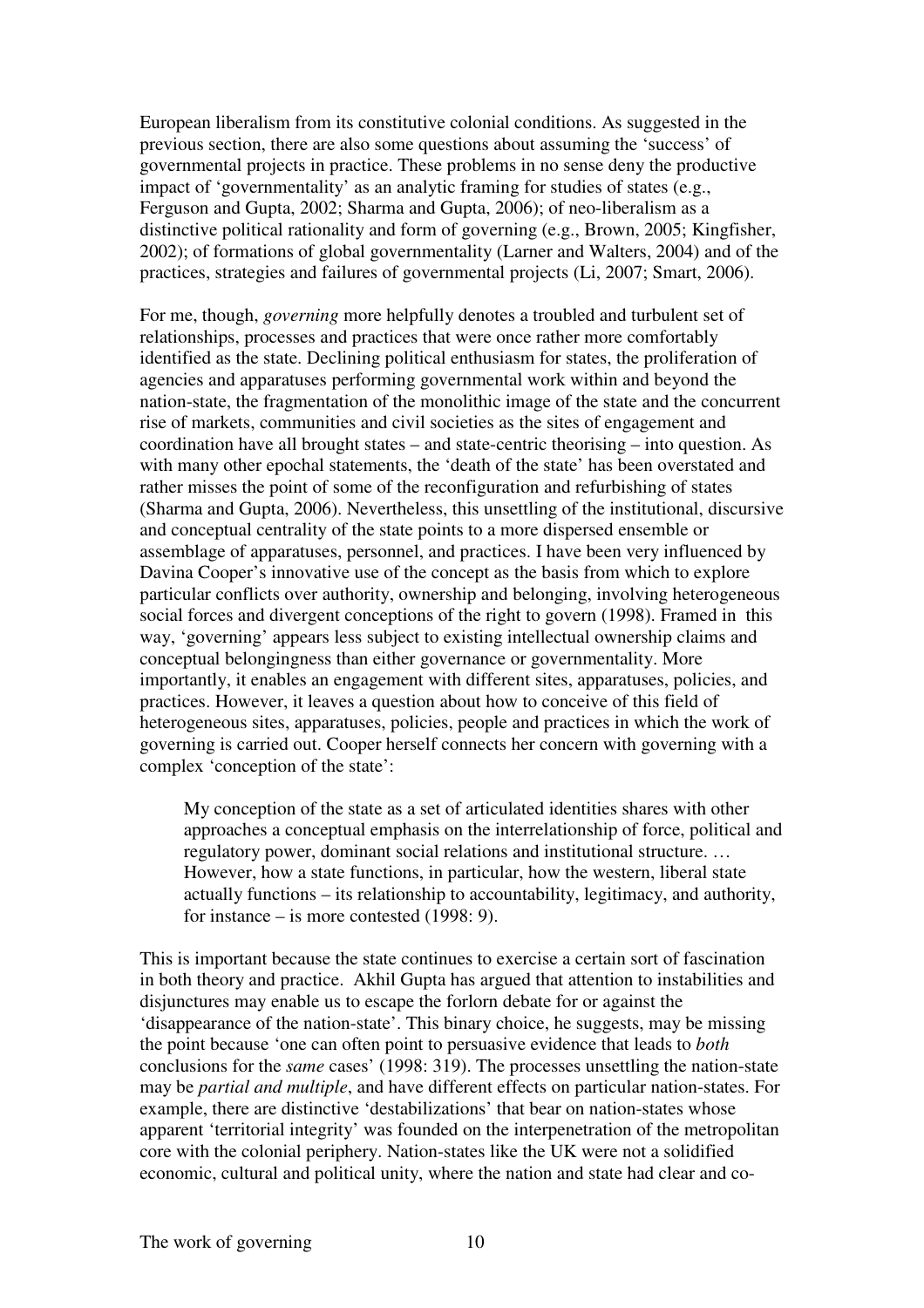European liberalism from its constitutive colonial conditions. As suggested in the previous section, there are also some questions about assuming the 'success' of governmental projects in practice. These problems in no sense deny the productive impact of 'governmentality' as an analytic framing for studies of states (e.g., Ferguson and Gupta, 2002; Sharma and Gupta, 2006); of neo-liberalism as a distinctive political rationality and form of governing (e.g., Brown, 2005; Kingfisher, 2002); of formations of global governmentality (Larner and Walters, 2004) and of the practices, strategies and failures of governmental projects (Li, 2007; Smart, 2006).

For me, though, *governing* more helpfully denotes a troubled and turbulent set of relationships, processes and practices that were once rather more comfortably identified as the state. Declining political enthusiasm for states, the proliferation of agencies and apparatuses performing governmental work within and beyond the nation-state, the fragmentation of the monolithic image of the state and the concurrent rise of markets, communities and civil societies as the sites of engagement and coordination have all brought states – and state-centric theorising – into question. As with many other epochal statements, the 'death of the state' has been overstated and rather misses the point of some of the reconfiguration and refurbishing of states (Sharma and Gupta, 2006). Nevertheless, this unsettling of the institutional, discursive and conceptual centrality of the state points to a more dispersed ensemble or assemblage of apparatuses, personnel, and practices. I have been very influenced by Davina Cooper's innovative use of the concept as the basis from which to explore particular conflicts over authority, ownership and belonging, involving heterogeneous social forces and divergent conceptions of the right to govern (1998). Framed in this way, 'governing' appears less subject to existing intellectual ownership claims and conceptual belongingness than either governance or governmentality. More importantly, it enables an engagement with different sites, apparatuses, policies, and practices. However, it leaves a question about how to conceive of this field of heterogeneous sites, apparatuses, policies, people and practices in which the work of governing is carried out. Cooper herself connects her concern with governing with a complex 'conception of the state':

> My conception of the state as a set of articulated identities shares with other approaches a conceptual emphasis on the interrelationship of force, political and regulatory power, dominant social relations and institutional structure. … However, how a state functions, in particular, how the western, liberal state actually functions – its relationship to accountability, legitimacy, and authority, for instance – is more contested (1998: 9).

This is important because the state continues to exercise a certain sort of fascination in both theory and practice. Akhil Gupta has argued that attention to instabilities and disjunctures may enable us to escape the forlorn debate for or against the 'disappearance of the nation-state'. This binary choice, he suggests, may be missing the point because 'one can often point to persuasive evidence that leads to *both* conclusions for the *same* cases' (1998: 319). The processes unsettling the nation-state may be *partial and multiple*, and have different effects on particular nation-states. For example, there are distinctive 'destabilizations' that bear on nation-states whose apparent 'territorial integrity' was founded on the interpenetration of the metropolitan core with the colonial periphery. Nation-states like the UK were not a solidified economic, cultural and political unity, where the nation and state had clear and co-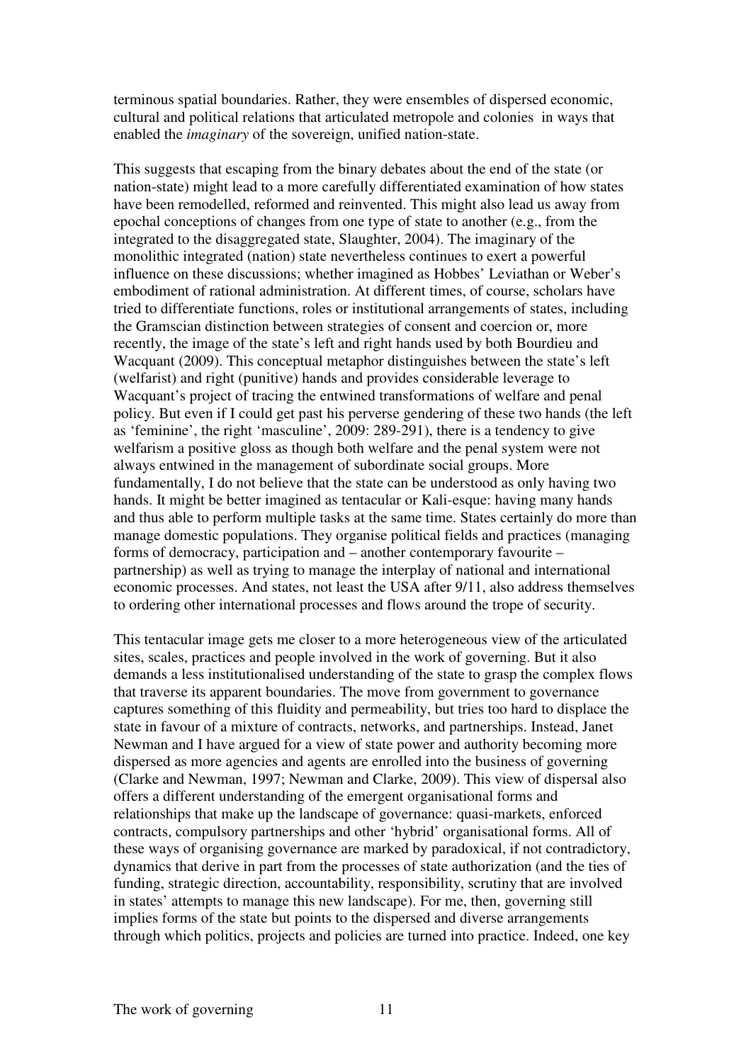terminous spatial boundaries. Rather, they were ensembles of dispersed economic, cultural and political relations that articulated metropole and colonies in ways that enabled the *imaginary* of the sovereign, unified nation-state.

This suggests that escaping from the binary debates about the end of the state (or nation-state) might lead to a more carefully differentiated examination of how states have been remodelled, reformed and reinvented. This might also lead us away from epochal conceptions of changes from one type of state to another (e.g., from the integrated to the disaggregated state, Slaughter, 2004). The imaginary of the monolithic integrated (nation) state nevertheless continues to exert a powerful influence on these discussions; whether imagined as Hobbes' Leviathan or Weber's embodiment of rational administration. At different times, of course, scholars have tried to differentiate functions, roles or institutional arrangements of states, including the Gramscian distinction between strategies of consent and coercion or, more recently, the image of the state's left and right hands used by both Bourdieu and Wacquant (2009). This conceptual metaphor distinguishes between the state's left (welfarist) and right (punitive) hands and provides considerable leverage to Wacquant's project of tracing the entwined transformations of welfare and penal policy. But even if I could get past his perverse gendering of these two hands (the left as 'feminine', the right 'masculine', 2009: 289-291), there is a tendency to give welfarism a positive gloss as though both welfare and the penal system were not always entwined in the management of subordinate social groups. More fundamentally, I do not believe that the state can be understood as only having two hands. It might be better imagined as tentacular or Kali-esque: having many hands and thus able to perform multiple tasks at the same time. States certainly do more than manage domestic populations. They organise political fields and practices (managing forms of democracy, participation and – another contemporary favourite – partnership) as well as trying to manage the interplay of national and international economic processes. And states, not least the USA after 9/11, also address themselves to ordering other international processes and flows around the trope of security.

This tentacular image gets me closer to a more heterogeneous view of the articulated sites, scales, practices and people involved in the work of governing. But it also demands a less institutionalised understanding of the state to grasp the complex flows that traverse its apparent boundaries. The move from government to governance captures something of this fluidity and permeability, but tries too hard to displace the state in favour of a mixture of contracts, networks, and partnerships. Instead, Janet Newman and I have argued for a view of state power and authority becoming more dispersed as more agencies and agents are enrolled into the business of governing (Clarke and Newman, 1997; Newman and Clarke, 2009). This view of dispersal also offers a different understanding of the emergent organisational forms and relationships that make up the landscape of governance: quasi-markets, enforced contracts, compulsory partnerships and other 'hybrid' organisational forms. All of these ways of organising governance are marked by paradoxical, if not contradictory, dynamics that derive in part from the processes of state authorization (and the ties of funding, strategic direction, accountability, responsibility, scrutiny that are involved in states' attempts to manage this new landscape). For me, then, governing still implies forms of the state but points to the dispersed and diverse arrangements through which politics, projects and policies are turned into practice. Indeed, one key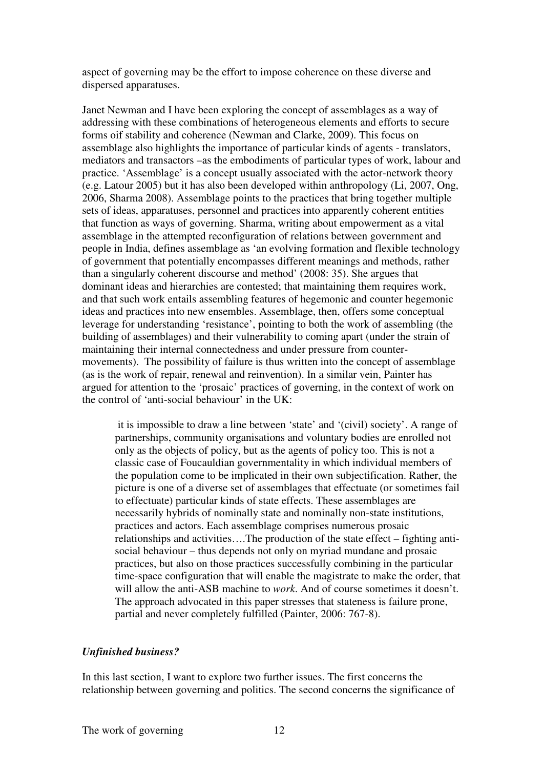aspect of governing may be the effort to impose coherence on these diverse and dispersed apparatuses.

Janet Newman and I have been exploring the concept of assemblages as a way of addressing with these combinations of heterogeneous elements and efforts to secure forms oif stability and coherence (Newman and Clarke, 2009). This focus on assemblage also highlights the importance of particular kinds of agents - translators, mediators and transactors –as the embodiments of particular types of work, labour and practice. 'Assemblage' is a concept usually associated with the actor-network theory (e.g. Latour 2005) but it has also been developed within anthropology (Li, 2007, Ong, 2006, Sharma 2008). Assemblage points to the practices that bring together multiple sets of ideas, apparatuses, personnel and practices into apparently coherent entities that function as ways of governing. Sharma, writing about empowerment as a vital assemblage in the attempted reconfiguration of relations between government and people in India, defines assemblage as 'an evolving formation and flexible technology of government that potentially encompasses different meanings and methods, rather than a singularly coherent discourse and method' (2008: 35). She argues that dominant ideas and hierarchies are contested; that maintaining them requires work, and that such work entails assembling features of hegemonic and counter hegemonic ideas and practices into new ensembles. Assemblage, then, offers some conceptual leverage for understanding 'resistance', pointing to both the work of assembling (the building of assemblages) and their vulnerability to coming apart (under the strain of maintaining their internal connectedness and under pressure from counter-movements). The possibility of failure is thus written into the concept of assemblage (as is the work of repair, renewal and reinvention). In a similar vein, Painter has argued for attention to the 'prosaic' practices of governing, in the context of work on the control of 'anti-social behaviour' in the UK:

> it is impossible to draw a line between 'state' and '(civil) society'. A range of partnerships, community organisations and voluntary bodies are enrolled not only as the objects of policy, but as the agents of policy too. This is not a classic case of Foucauldian governmentality in which individual members of the population come to be implicated in their own subjectification. Rather, the picture is one of a diverse set of assemblages that effectuate (or sometimes fail to effectuate) particular kinds of state effects. These assemblages are necessarily hybrids of nominally state and nominally non-state institutions, practices and actors. Each assemblage comprises numerous prosaic relationships and activities….The production of the state effect – fighting anti-social behaviour – thus depends not only on myriad mundane and prosaic practices, but also on those practices successfully combining in the particular time-space configuration that will enable the magistrate to make the order, that will allow the anti-ASB machine to *work*. And of course sometimes it doesn't. The approach advocated in this paper stresses that stateness is failure prone, partial and never completely fulfilled (Painter, 2006: 767-8).

### ***Unfinished business?***

In this last section, I want to explore two further issues. The first concerns the relationship between governing and politics. The second concerns the significance of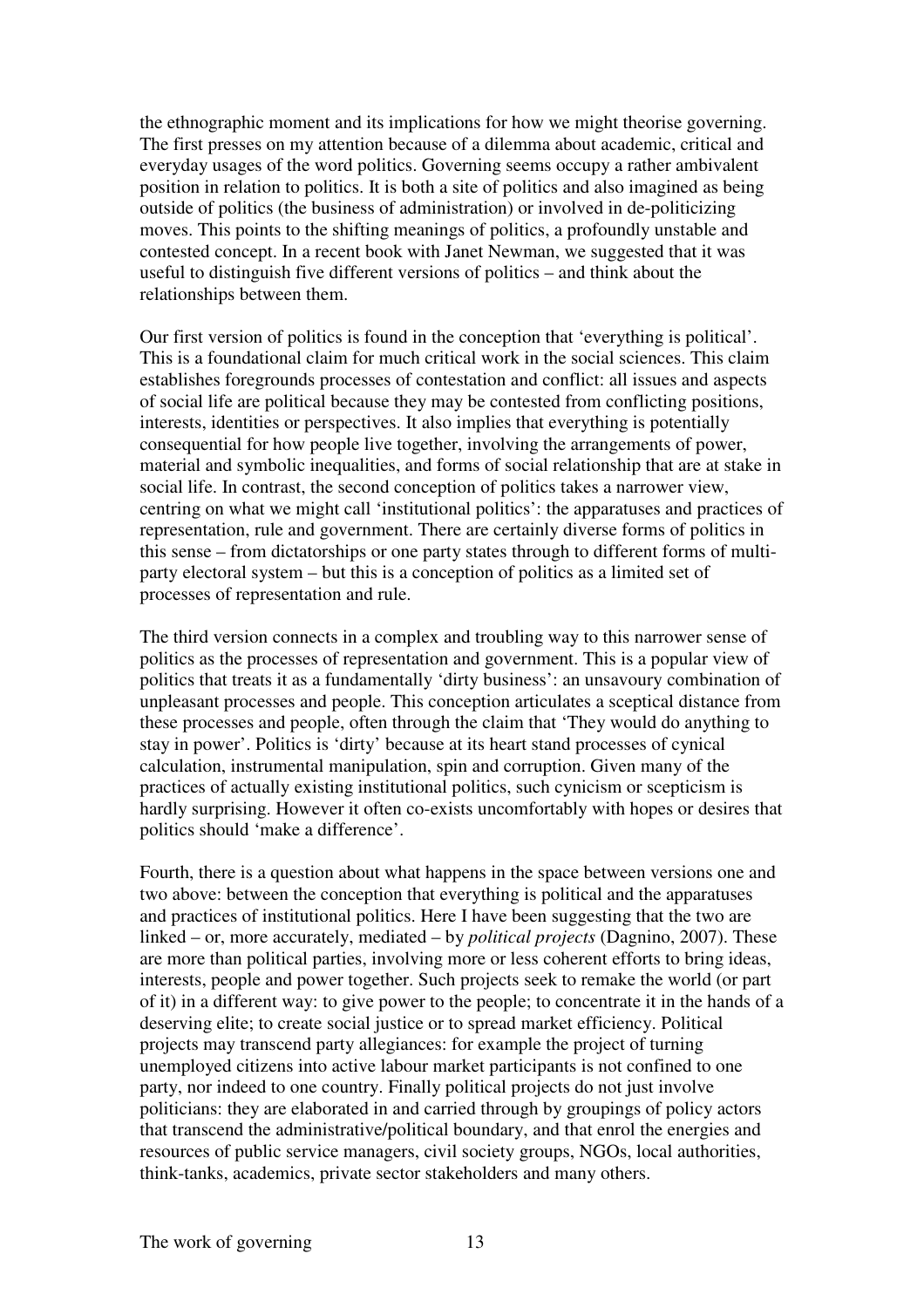the ethnographic moment and its implications for how we might theorise governing. The first presses on my attention because of a dilemma about academic, critical and everyday usages of the word politics. Governing seems occupy a rather ambivalent position in relation to politics. It is both a site of politics and also imagined as being outside of politics (the business of administration) or involved in de-politicizing moves. This points to the shifting meanings of politics, a profoundly unstable and contested concept. In a recent book with Janet Newman, we suggested that it was useful to distinguish five different versions of politics – and think about the relationships between them.

Our first version of politics is found in the conception that 'everything is political'. This is a foundational claim for much critical work in the social sciences. This claim establishes foregrounds processes of contestation and conflict: all issues and aspects of social life are political because they may be contested from conflicting positions, interests, identities or perspectives. It also implies that everything is potentially consequential for how people live together, involving the arrangements of power, material and symbolic inequalities, and forms of social relationship that are at stake in social life. In contrast, the second conception of politics takes a narrower view, centring on what we might call 'institutional politics': the apparatuses and practices of representation, rule and government. There are certainly diverse forms of politics in this sense – from dictatorships or one party states through to different forms of multi-party electoral system – but this is a conception of politics as a limited set of processes of representation and rule.

The third version connects in a complex and troubling way to this narrower sense of politics as the processes of representation and government. This is a popular view of politics that treats it as a fundamentally 'dirty business': an unsavoury combination of unpleasant processes and people. This conception articulates a sceptical distance from these processes and people, often through the claim that 'They would do anything to stay in power'. Politics is 'dirty' because at its heart stand processes of cynical calculation, instrumental manipulation, spin and corruption. Given many of the practices of actually existing institutional politics, such cynicism or scepticism is hardly surprising. However it often co-exists uncomfortably with hopes or desires that politics should 'make a difference'.

Fourth, there is a question about what happens in the space between versions one and two above: between the conception that everything is political and the apparatuses and practices of institutional politics. Here I have been suggesting that the two are linked – or, more accurately, mediated – by *political projects* (Dagnino, 2007). These are more than political parties, involving more or less coherent efforts to bring ideas, interests, people and power together. Such projects seek to remake the world (or part of it) in a different way: to give power to the people; to concentrate it in the hands of a deserving elite; to create social justice or to spread market efficiency. Political projects may transcend party allegiances: for example the project of turning unemployed citizens into active labour market participants is not confined to one party, nor indeed to one country. Finally political projects do not just involve politicians: they are elaborated in and carried through by groupings of policy actors that transcend the administrative/political boundary, and that enrol the energies and resources of public service managers, civil society groups, NGOs, local authorities, think-tanks, academics, private sector stakeholders and many others.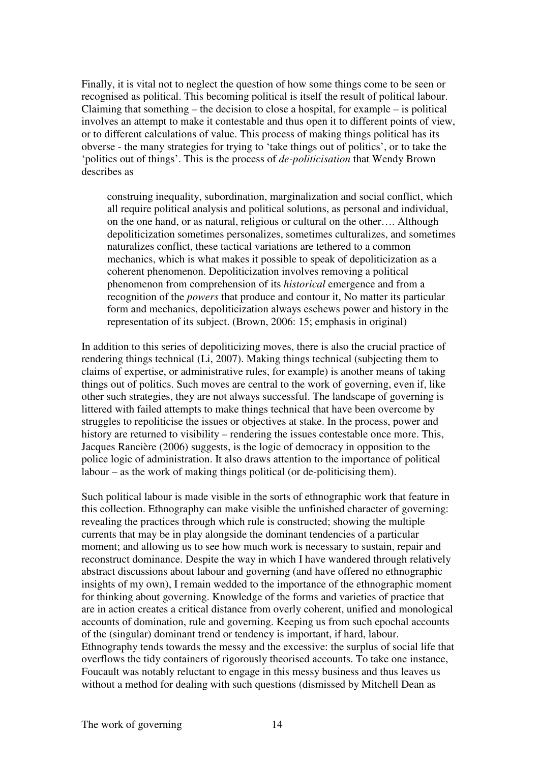Finally, it is vital not to neglect the question of how some things come to be seen or recognised as political. This becoming political is itself the result of political labour. Claiming that something – the decision to close a hospital, for example – is political involves an attempt to make it contestable and thus open it to different points of view, or to different calculations of value. This process of making things political has its obverse - the many strategies for trying to 'take things out of politics', or to take the 'politics out of things'. This is the process of *de-politicisation* that Wendy Brown describes as

> construing inequality, subordination, marginalization and social conflict, which all require political analysis and political solutions, as personal and individual, on the one hand, or as natural, religious or cultural on the other…. Although depoliticization sometimes personalizes, sometimes culturalizes, and sometimes naturalizes conflict, these tactical variations are tethered to a common mechanics, which is what makes it possible to speak of depoliticization as a coherent phenomenon. Depoliticization involves removing a political phenomenon from comprehension of its *historical* emergence and from a recognition of the *powers* that produce and contour it, No matter its particular form and mechanics, depoliticization always eschews power and history in the representation of its subject. (Brown, 2006: 15; emphasis in original)

In addition to this series of depoliticizing moves, there is also the crucial practice of rendering things technical (Li, 2007). Making things technical (subjecting them to claims of expertise, or administrative rules, for example) is another means of taking things out of politics. Such moves are central to the work of governing, even if, like other such strategies, they are not always successful. The landscape of governing is littered with failed attempts to make things technical that have been overcome by struggles to repoliticise the issues or objectives at stake. In the process, power and history are returned to visibility – rendering the issues contestable once more. This, Jacques Rancière (2006) suggests, is the logic of democracy in opposition to the police logic of administration. It also draws attention to the importance of political labour – as the work of making things political (or de-politicising them).

Such political labour is made visible in the sorts of ethnographic work that feature in this collection. Ethnography can make visible the unfinished character of governing: revealing the practices through which rule is constructed; showing the multiple currents that may be in play alongside the dominant tendencies of a particular moment; and allowing us to see how much work is necessary to sustain, repair and reconstruct dominance. Despite the way in which I have wandered through relatively abstract discussions about labour and governing (and have offered no ethnographic insights of my own), I remain wedded to the importance of the ethnographic moment for thinking about governing. Knowledge of the forms and varieties of practice that are in action creates a critical distance from overly coherent, unified and monological accounts of domination, rule and governing. Keeping us from such epochal accounts of the (singular) dominant trend or tendency is important, if hard, labour. Ethnography tends towards the messy and the excessive: the surplus of social life that overflows the tidy containers of rigorously theorised accounts. To take one instance, Foucault was notably reluctant to engage in this messy business and thus leaves us without a method for dealing with such questions (dismissed by Mitchell Dean as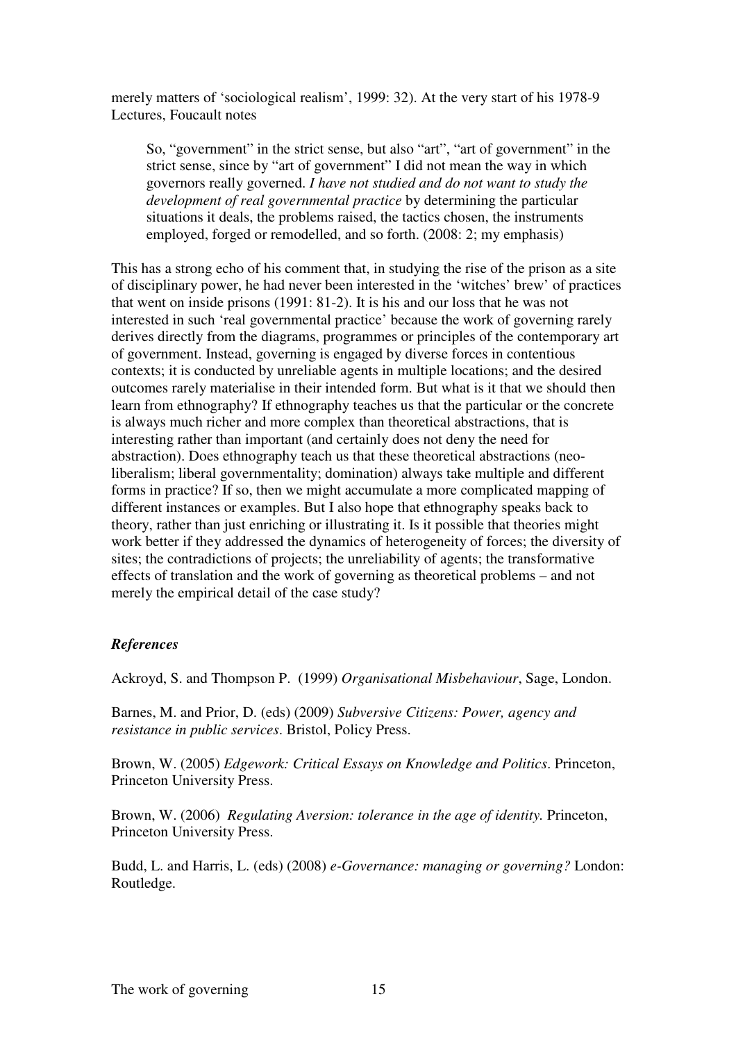merely matters of 'sociological realism', 1999: 32). At the very start of his 1978-9 Lectures, Foucault notes

> So, "government" in the strict sense, but also "art", "art of government" in the strict sense, since by "art of government" I did not mean the way in which governors really governed. *I have not studied and do not want to study the development of real governmental practice* by determining the particular situations it deals, the problems raised, the tactics chosen, the instruments employed, forged or remodelled, and so forth. (2008: 2; my emphasis)

This has a strong echo of his comment that, in studying the rise of the prison as a site of disciplinary power, he had never been interested in the 'witches' brew' of practices that went on inside prisons (1991: 81-2). It is his and our loss that he was not interested in such 'real governmental practice' because the work of governing rarely derives directly from the diagrams, programmes or principles of the contemporary art of government. Instead, governing is engaged by diverse forces in contentious contexts; it is conducted by unreliable agents in multiple locations; and the desired outcomes rarely materialise in their intended form. But what is it that we should then learn from ethnography? If ethnography teaches us that the particular or the concrete is always much richer and more complex than theoretical abstractions, that is interesting rather than important (and certainly does not deny the need for abstraction). Does ethnography teach us that these theoretical abstractions (neo-liberalism; liberal governmentality; domination) always take multiple and different forms in practice? If so, then we might accumulate a more complicated mapping of different instances or examples. But I also hope that ethnography speaks back to theory, rather than just enriching or illustrating it. Is it possible that theories might work better if they addressed the dynamics of heterogeneity of forces; the diversity of sites; the contradictions of projects; the unreliability of agents; the transformative effects of translation and the work of governing as theoretical problems – and not merely the empirical detail of the case study?

### *References*

Ackroyd, S. and Thompson P. (1999) *Organisational Misbehaviour*, Sage, London.

Barnes, M. and Prior, D. (eds) (2009) *Subversive Citizens: Power, agency and resistance in public services*. Bristol, Policy Press.

Brown, W. (2005) *Edgework: Critical Essays on Knowledge and Politics*. Princeton, Princeton University Press.

Brown, W. (2006) *Regulating Aversion: tolerance in the age of identity.* Princeton, Princeton University Press.

Budd, L. and Harris, L. (eds) (2008) *e-Governance: managing or governing?* London: Routledge.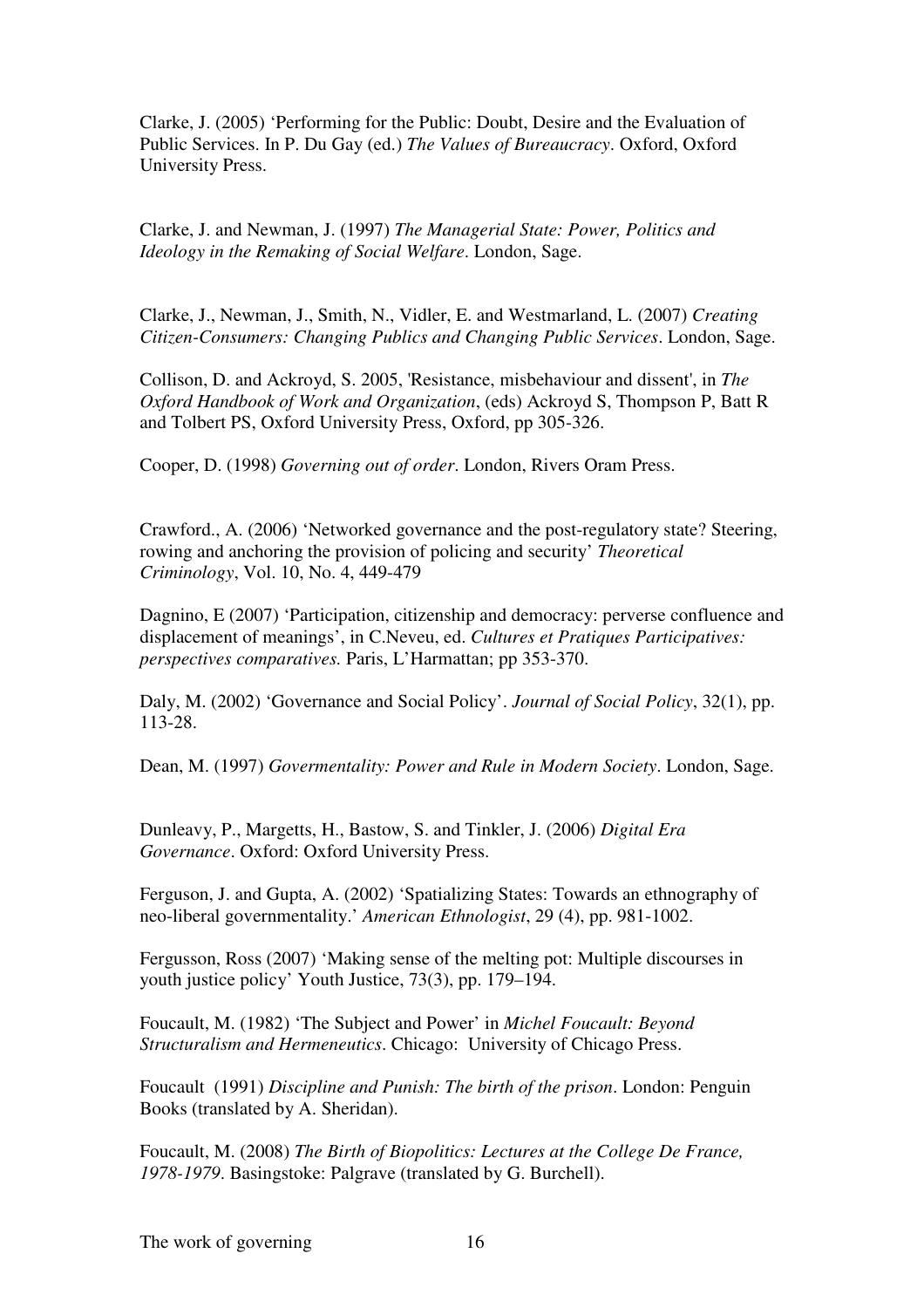Clarke, J. (2005) 'Performing for the Public: Doubt, Desire and the Evaluation of Public Services. In P. Du Gay (ed.) *The Values of Bureaucracy*. Oxford, Oxford University Press.

Clarke, J. and Newman, J. (1997) *The Managerial State: Power, Politics and Ideology in the Remaking of Social Welfare*. London, Sage.

Clarke, J., Newman, J., Smith, N., Vidler, E. and Westmarland, L. (2007) *Creating Citizen-Consumers: Changing Publics and Changing Public Services*. London, Sage.

Collison, D. and Ackroyd, S. 2005, 'Resistance, misbehaviour and dissent', in *The Oxford Handbook of Work and Organization*, (eds) Ackroyd S, Thompson P, Batt R and Tolbert PS, Oxford University Press, Oxford, pp 305-326.

Cooper, D. (1998) *Governing out of order*. London, Rivers Oram Press.

Crawford., A. (2006) 'Networked governance and the post-regulatory state? Steering, rowing and anchoring the provision of policing and security' *Theoretical Criminology*, Vol. 10, No. 4, 449-479

Dagnino, E (2007) 'Participation, citizenship and democracy: perverse confluence and displacement of meanings', in C.Neveu, ed. *Cultures et Pratiques Participatives: perspectives comparatives.* Paris, L'Harmattan; pp 353-370.

Daly, M. (2002) 'Governance and Social Policy'. *Journal of Social Policy*, 32(1), pp. 113-28.

Dean, M. (1997) *Govermentality: Power and Rule in Modern Society*. London, Sage.

Dunleavy, P., Margetts, H., Bastow, S. and Tinkler, J. (2006) *Digital Era Governance*. Oxford: Oxford University Press.

Ferguson, J. and Gupta, A. (2002) 'Spatializing States: Towards an ethnography of neo-liberal governmentality.' *American Ethnologist*, 29 (4), pp. 981-1002.

Fergusson, Ross (2007) 'Making sense of the melting pot: Multiple discourses in youth justice policy' Youth Justice, 73(3), pp. 179–194.

Foucault, M. (1982) 'The Subject and Power' in *Michel Foucault: Beyond Structuralism and Hermeneutics*. Chicago: University of Chicago Press.

Foucault (1991) *Discipline and Punish: The birth of the prison*. London: Penguin Books (translated by A. Sheridan).

Foucault, M. (2008) *The Birth of Biopolitics: Lectures at the College De France, 1978-1979*. Basingstoke: Palgrave (translated by G. Burchell).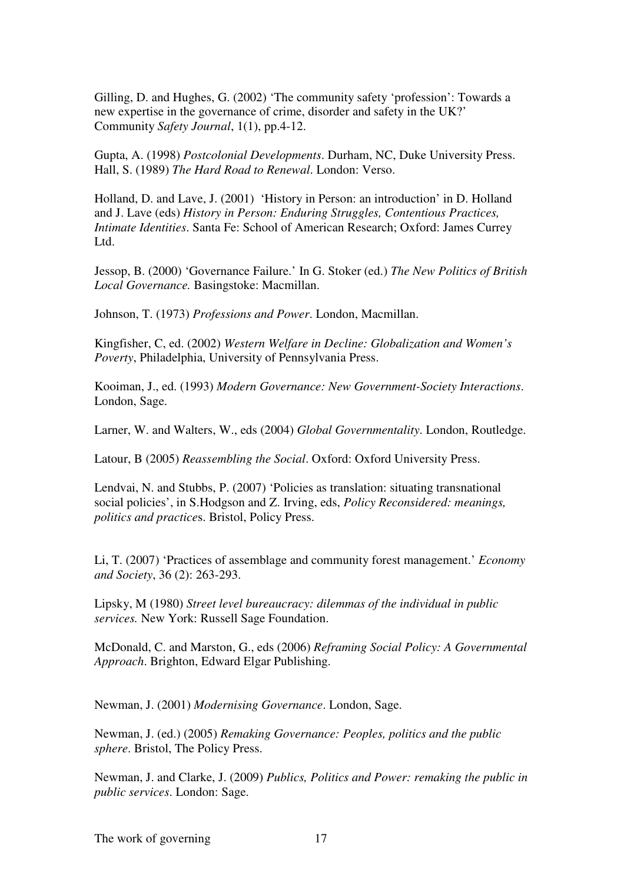Gilling, D. and Hughes, G. (2002) 'The community safety 'profession': Towards a new expertise in the governance of crime, disorder and safety in the UK?' Community *Safety Journal*, 1(1), pp.4-12.

Gupta, A. (1998) *Postcolonial Developments*. Durham, NC, Duke University Press. Hall, S. (1989) *The Hard Road to Renewal*. London: Verso.

Holland, D. and Lave, J. (2001) 'History in Person: an introduction' in D. Holland and J. Lave (eds) *History in Person: Enduring Struggles, Contentious Practices, Intimate Identities*. Santa Fe: School of American Research; Oxford: James Currey Ltd.

Jessop, B. (2000) 'Governance Failure.' In G. Stoker (ed.) *The New Politics of British Local Governance.* Basingstoke: Macmillan.

Johnson, T. (1973) *Professions and Power*. London, Macmillan.

Kingfisher, C, ed. (2002) *Western Welfare in Decline: Globalization and Women's Poverty*, Philadelphia, University of Pennsylvania Press.

Kooiman, J., ed. (1993) *Modern Governance: New Government-Society Interactions*. London, Sage.

Larner, W. and Walters, W., eds (2004) *Global Governmentality*. London, Routledge.

Latour, B (2005) *Reassembling the Social*. Oxford: Oxford University Press.

Lendvai, N. and Stubbs, P. (2007) 'Policies as translation: situating transnational social policies', in S.Hodgson and Z. Irving, eds, *Policy Reconsidered: meanings, politics and practice*s. Bristol, Policy Press.

Li, T. (2007) 'Practices of assemblage and community forest management.' *Economy and Society*, 36 (2): 263-293.

Lipsky, M (1980) *Street level bureaucracy: dilemmas of the individual in public services.* New York: Russell Sage Foundation.

McDonald, C. and Marston, G., eds (2006) *Reframing Social Policy: A Governmental Approach*. Brighton, Edward Elgar Publishing.

Newman, J. (2001) *Modernising Governance*. London, Sage.

Newman, J. (ed.) (2005) *Remaking Governance: Peoples, politics and the public sphere*. Bristol, The Policy Press.

Newman, J. and Clarke, J. (2009) *Publics, Politics and Power: remaking the public in public services*. London: Sage.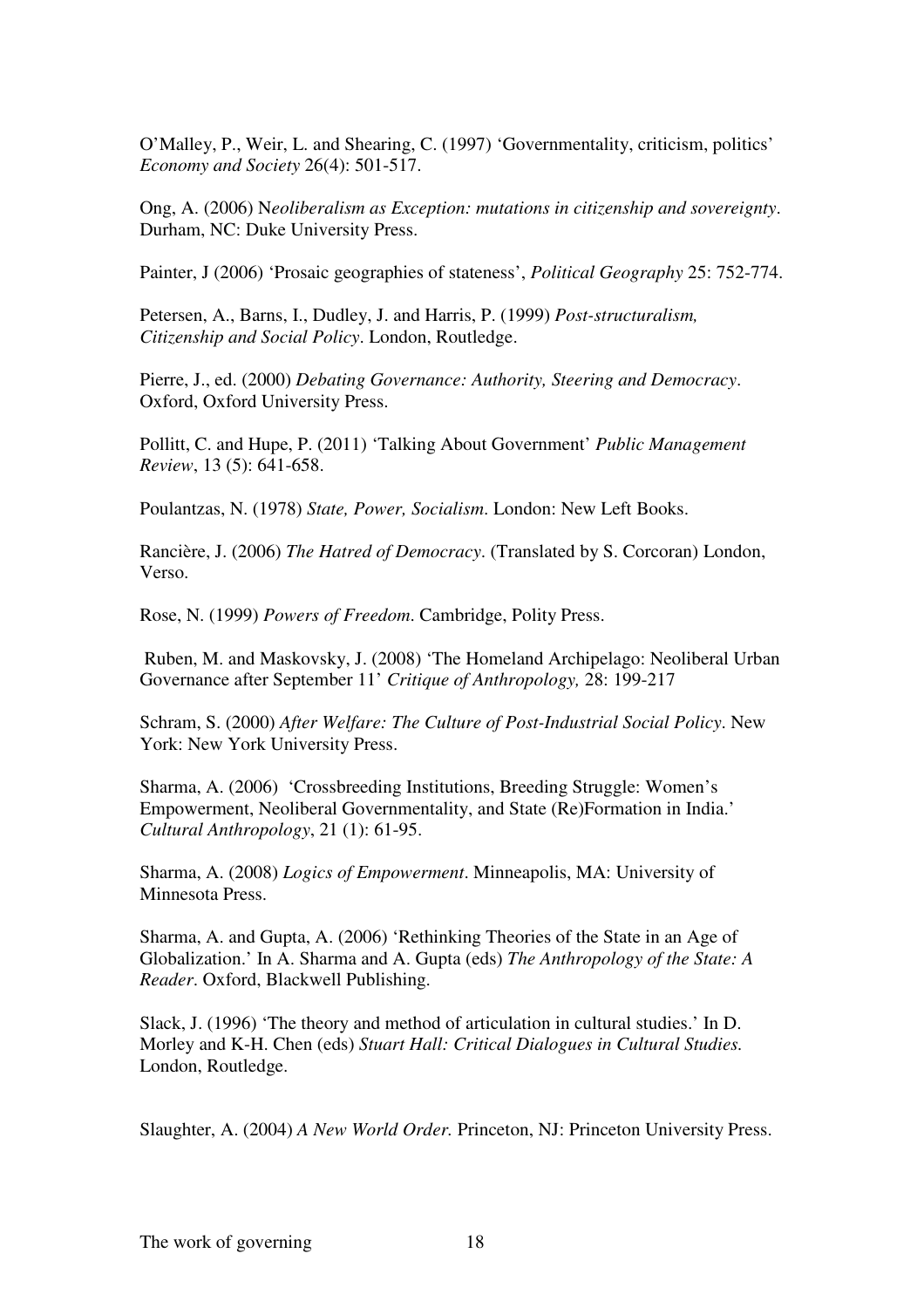O'Malley, P., Weir, L. and Shearing, C. (1997) 'Governmentality, criticism, politics' *Economy and Society* 26(4): 501-517.

Ong, A. (2006) N*eoliberalism as Exception: mutations in citizenship and sovereignty*. Durham, NC: Duke University Press.

Painter, J (2006) 'Prosaic geographies of stateness', *Political Geography* 25: 752-774.

Petersen, A., Barns, I., Dudley, J. and Harris, P. (1999) *Post-structuralism, Citizenship and Social Policy*. London, Routledge.

Pierre, J., ed. (2000) *Debating Governance: Authority, Steering and Democracy*. Oxford, Oxford University Press.

Pollitt, C. and Hupe, P. (2011) 'Talking About Government' *Public Management Review*, 13 (5): 641-658.

Poulantzas, N. (1978) *State, Power, Socialism*. London: New Left Books.

Rancière, J. (2006) *The Hatred of Democracy*. (Translated by S. Corcoran) London, Verso.

Rose, N. (1999) *Powers of Freedom*. Cambridge, Polity Press.

Ruben, M. and Maskovsky, J. (2008) 'The Homeland Archipelago: Neoliberal Urban Governance after September 11' *Critique of Anthropology,* 28: 199-217

Schram, S. (2000) *After Welfare: The Culture of Post-Industrial Social Policy*. New York: New York University Press.

Sharma, A. (2006) 'Crossbreeding Institutions, Breeding Struggle: Women's Empowerment, Neoliberal Governmentality, and State (Re)Formation in India.' *Cultural Anthropology*, 21 (1): 61-95.

Sharma, A. (2008) *Logics of Empowerment*. Minneapolis, MA: University of Minnesota Press.

Sharma, A. and Gupta, A. (2006) 'Rethinking Theories of the State in an Age of Globalization.' In A. Sharma and A. Gupta (eds) *The Anthropology of the State: A Reader*. Oxford, Blackwell Publishing.

Slack, J. (1996) 'The theory and method of articulation in cultural studies.' In D. Morley and K-H. Chen (eds) *Stuart Hall: Critical Dialogues in Cultural Studies.* London, Routledge.

Slaughter, A. (2004) *A New World Order.* Princeton, NJ: Princeton University Press.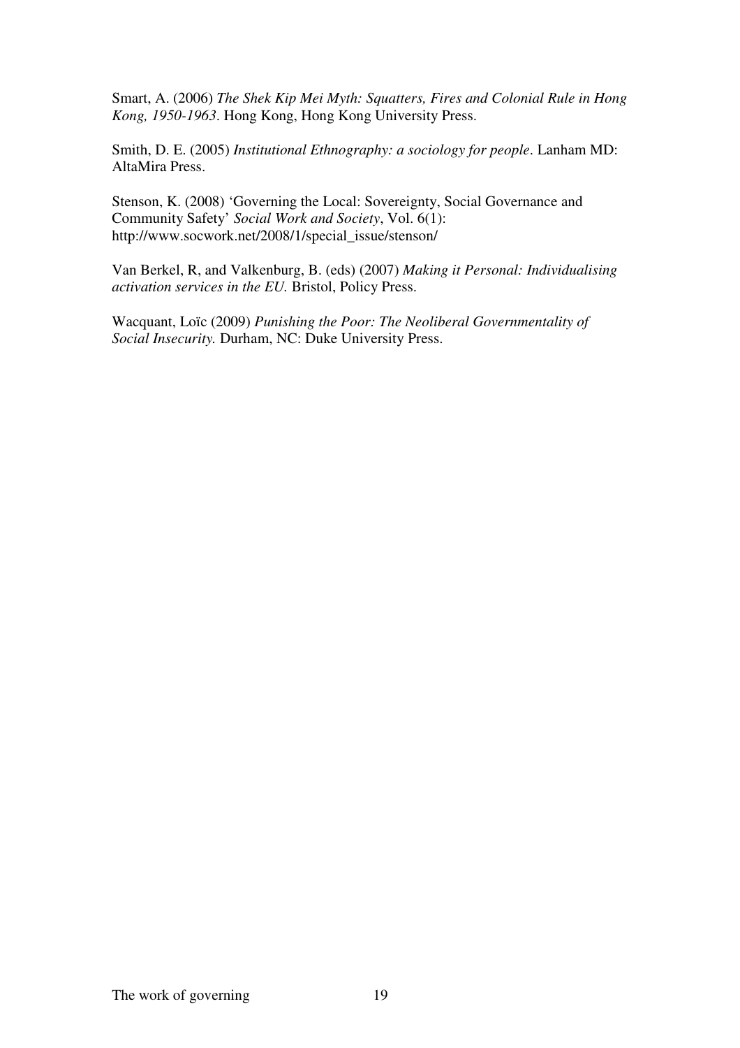Smart, A. (2006) *The Shek Kip Mei Myth: Squatters, Fires and Colonial Rule in Hong Kong, 1950-1963*. Hong Kong, Hong Kong University Press.

Smith, D. E. (2005) *Institutional Ethnography: a sociology for people*. Lanham MD: AltaMira Press.

Stenson, K. (2008) 'Governing the Local: Sovereignty, Social Governance and Community Safety' *Social Work and Society*, Vol. 6(1): http://www.socwork.net/2008/1/special_issue/stenson/

Van Berkel, R, and Valkenburg, B. (eds) (2007) *Making it Personal: Individualising activation services in the EU.* Bristol, Policy Press.

Wacquant, Loïc (2009) *Punishing the Poor: The Neoliberal Governmentality of Social Insecurity.* Durham, NC: Duke University Press.